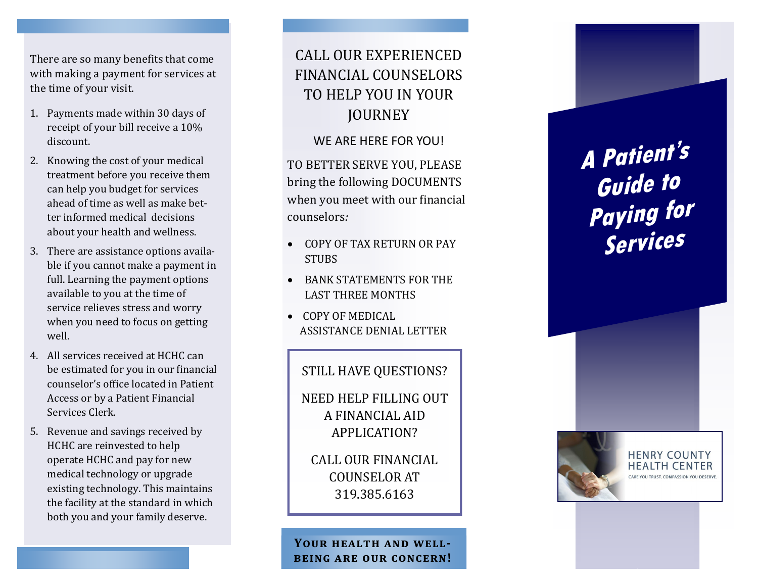There are so many benefits that come with making a payment for services at the time of your visit.

1. Payments made within 30 days of receipt of your bill receive a 10% discount.
2. Knowing the cost of your medical treatment before you receive them can help you budget for services ahead of time as well as make better informed medical decisions about your health and wellness.
3. There are assistance options available if you cannot make a payment in full. Learning the payment options available to you at the time of service relieves stress and worry when you need to focus on getting well.
4. All services received at HCHC can be estimated for you in our financial counselor's office located in Patient Access or by a Patient Financial Services Clerk.
5. Revenue and savings received by HCHC are reinvested to help operate HCHC and pay for new medical technology or upgrade existing technology. This maintains the facility at the standard in which both you and your family deserve.

## CALL OUR EXPERIENCED FINANCIAL COUNSELORS TO HELP YOU IN YOUR JOURNEY

WE ARE HERE FOR YOU!

TO BETTER SERVE YOU, PLEASE bring the following DOCUMENTS when you meet with our financial counselors*:*

- COPY OF TAX RETURN OR PAY STUBS
- BANK STATEMENTS FOR THE LAST THREE MONTHS
- COPY OF MEDICAL ASSISTANCE DENIAL LETTER

STILL HAVE QUESTIONS?

NEED HELP FILLING OUT A FINANCIAL AID APPLICATION?

CALL OUR FINANCIAL COUNSELOR AT 319.385.6163

**YOUR HEALTH AND WELL-BEING ARE OUR CONCERN!**

# *A Patient's Guide to Paying for Services*

HENRY COUNTY HEALTH CENTER

CARE YOU TRUST. COMPASSION YOU DESERVE.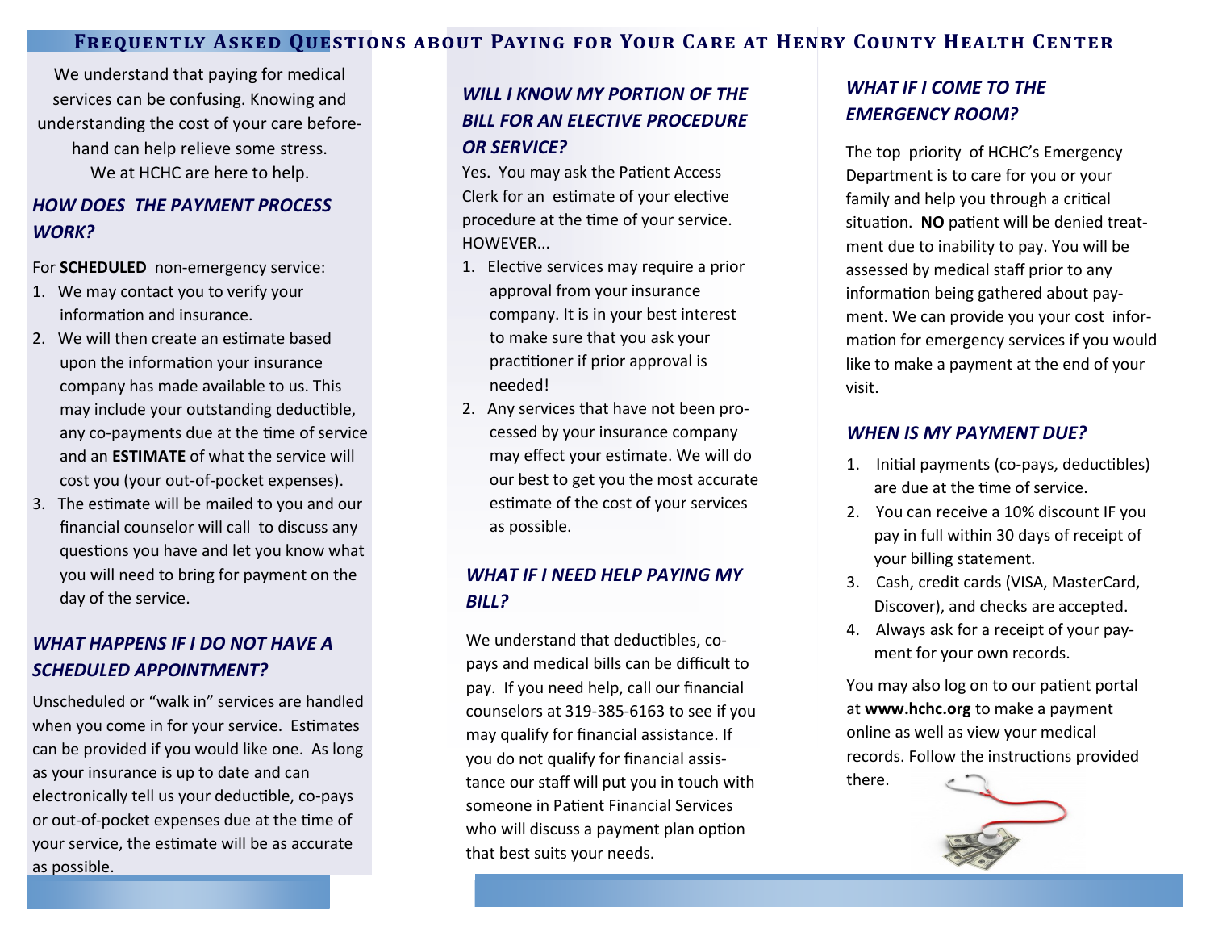# Frequently Asked Questions about Paying for Your Care at Henry County Health Center

We understand that paying for medical services can be confusing. Knowing and understanding the cost of your care beforehand can help relieve some stress. We at HCHC are here to help.

## *HOW DOES THE PAYMENT PROCESS WORK?*

For **SCHEDULED** non-emergency service:

1. We may contact you to verify your information and insurance.
2. We will then create an estimate based upon the information your insurance company has made available to us. This may include your outstanding deductible, any co-payments due at the time of service and an **ESTIMATE** of what the service will cost you (your out-of-pocket expenses).
3. The estimate will be mailed to you and our financial counselor will call to discuss any questions you have and let you know what you will need to bring for payment on the day of the service.

## *WHAT HAPPENS IF I DO NOT HAVE A SCHEDULED APPOINTMENT?*

Unscheduled or "walk in" services are handled when you come in for your service. Estimates can be provided if you would like one. As long as your insurance is up to date and can electronically tell us your deductible, co-pays or out-of-pocket expenses due at the time of your service, the estimate will be as accurate as possible.

## *WILL I KNOW MY PORTION OF THE BILL FOR AN ELECTIVE PROCEDURE OR SERVICE?*

Yes. You may ask the Patient Access Clerk for an estimate of your elective procedure at the time of your service. HOWEVER...

1. Elective services may require a prior approval from your insurance company. It is in your best interest to make sure that you ask your practitioner if prior approval is needed!
2. Any services that have not been processed by your insurance company may effect your estimate. We will do our best to get you the most accurate estimate of the cost of your services as possible.

## *WHAT IF I NEED HELP PAYING MY BILL?*

We understand that deductibles, co-pays and medical bills can be difficult to pay. If you need help, call our financial counselors at 319-385-6163 to see if you may qualify for financial assistance. If you do not qualify for financial assistance our staff will put you in touch with someone in Patient Financial Services who will discuss a payment plan option that best suits your needs.

## *WHAT IF I COME TO THE EMERGENCY ROOM?*

The top priority of HCHC's Emergency Department is to care for you or your family and help you through a critical situation. **NO** patient will be denied treatment due to inability to pay. You will be assessed by medical staff prior to any information being gathered about payment. We can provide you your cost information for emergency services if you would like to make a payment at the end of your visit.

## *WHEN IS MY PAYMENT DUE?*

1. Initial payments (co-pays, deductibles) are due at the time of service.
2. You can receive a 10% discount IF you pay in full within 30 days of receipt of your billing statement.
3. Cash, credit cards (VISA, MasterCard, Discover), and checks are accepted.
4. Always ask for a receipt of your payment for your own records.

You may also log on to our patient portal at **www.hchc.org** to make a payment online as well as view your medical records. Follow the instructions provided there.